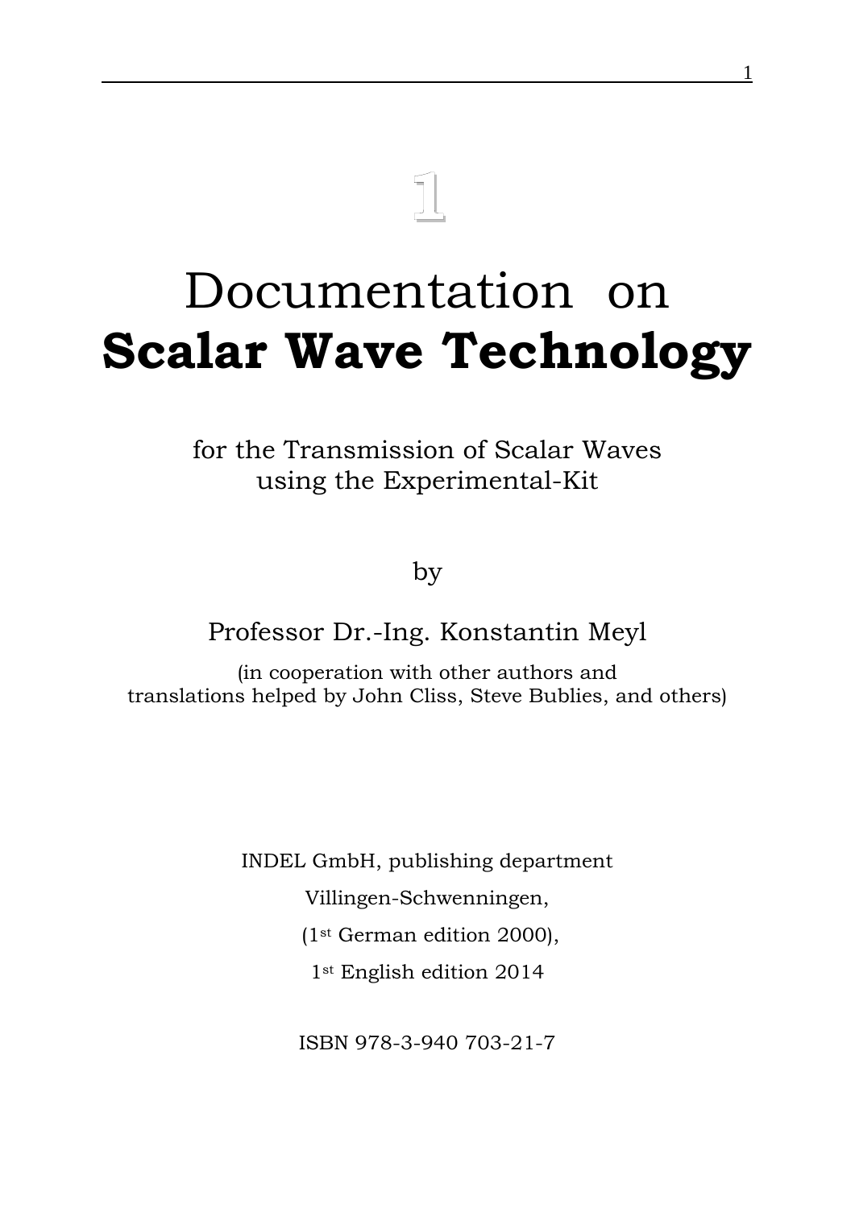# 1

# Documentation on **Scalar Wave Technology**

for the Transmission of Scalar Waves
using the Experimental-Kit

by

Professor Dr.-Ing. Konstantin Meyl

(in cooperation with other authors and
translations helped by John Cliss, Steve Bublies, and others)

INDEL GmbH, publishing department

Villingen-Schwenningen,

(1st German edition 2000),

1st English edition 2014

ISBN 978-3-940 703-21-7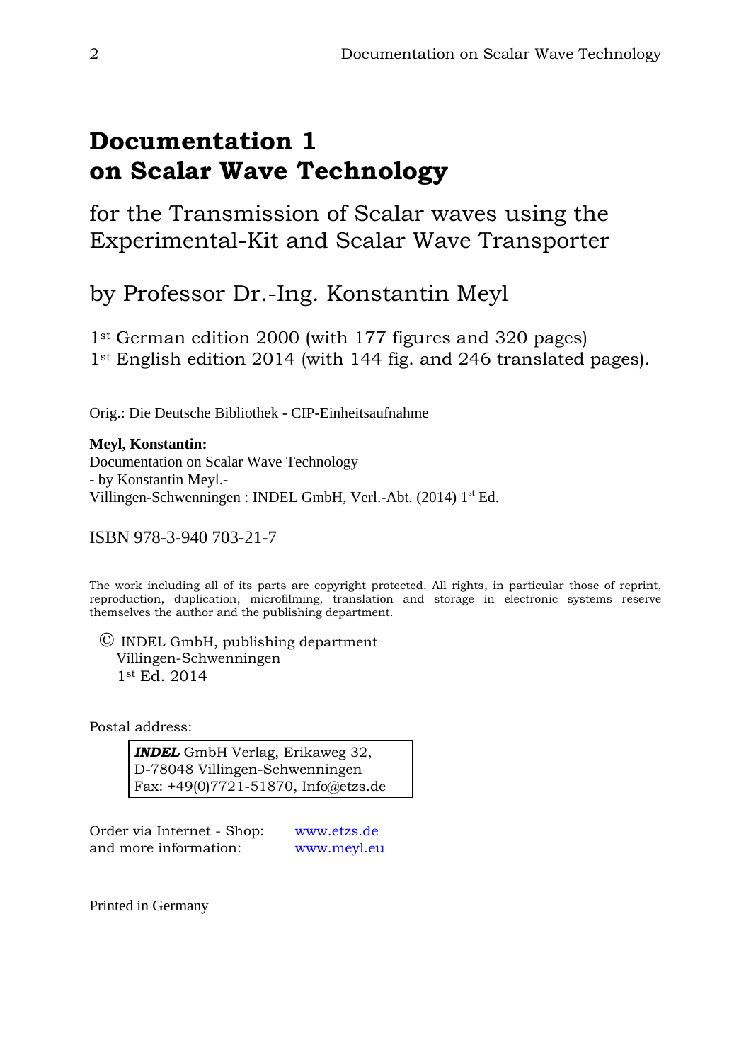# Documentation 1 on Scalar Wave Technology

## for the Transmission of Scalar waves using the Experimental-Kit and Scalar Wave Transporter

## by Professor Dr.-Ing. Konstantin Meyl

1st German edition 2000 (with 177 figures and 320 pages)
1st English edition 2014 (with 144 fig. and 246 translated pages).

Orig.: Die Deutsche Bibliothek - CIP-Einheitsaufnahme

**Meyl, Konstantin:**
Documentation on Scalar Wave Technology
- by Konstantin Meyl.-
Villingen-Schwenningen : INDEL GmbH, Verl.-Abt. (2014) 1st Ed.

ISBN 978-3-940 703-21-7

The work including all of its parts are copyright protected. All rights, in particular those of reprint, reproduction, duplication, microfilming, translation and storage in electronic systems reserve themselves the author and the publishing department.

© INDEL GmbH, publishing department
Villingen-Schwenningen
1st Ed. 2014

Postal address:

***INDEL*** GmbH Verlag, Erikaweg 32,
D-78048 Villingen-Schwenningen
Fax: +49(0)7721-51870, Info@etzs.de

Order via Internet - Shop: www.etzs.de
and more information: www.meyl.eu

Printed in Germany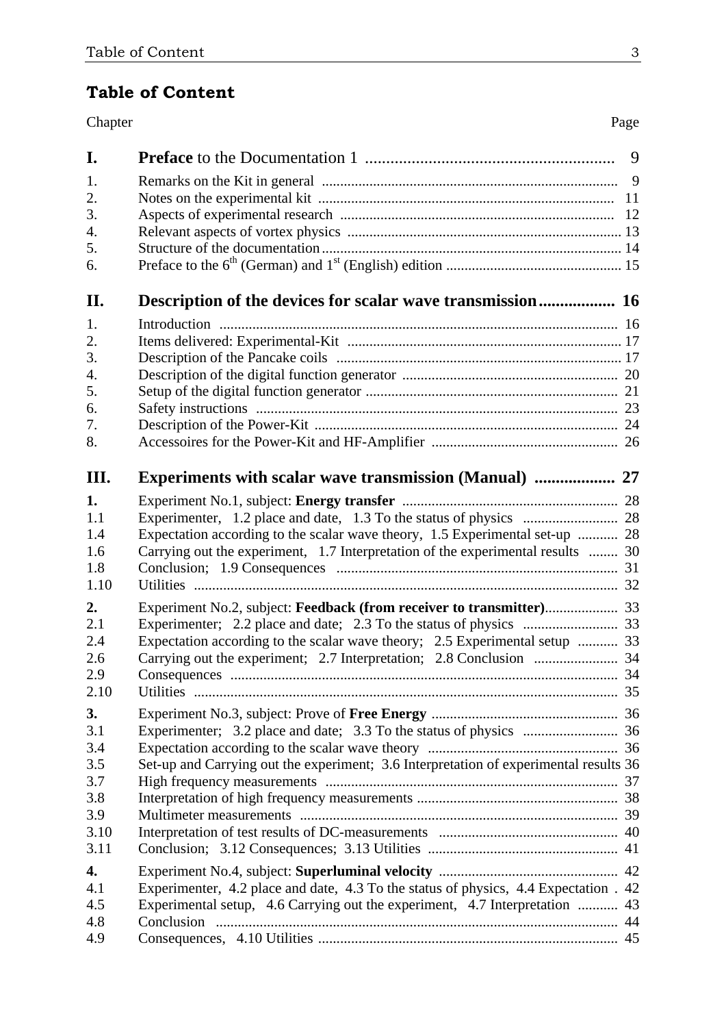## Table of Content

| Chapter | | Page |
|---|---|---|
| **I.** | **Preface** to the Documentation 1 | 9 |
| 1. | Remarks on the Kit in general | 9 |
| 2. | Notes on the experimental kit | 11 |
| 3. | Aspects of experimental research | 12 |
| 4. | Relevant aspects of vortex physics | 13 |
| 5. | Structure of the documentation | 14 |
| 6. | Preface to the 6th (German) and 1st (English) edition | 15 |
| **II.** | **Description of the devices for scalar wave transmission** | **16** |
| 1. | Introduction | 16 |
| 2. | Items delivered: Experimental-Kit | 17 |
| 3. | Description of the Pancake coils | 17 |
| 4. | Description of the digital function generator | 20 |
| 5. | Setup of the digital function generator | 21 |
| 6. | Safety instructions | 23 |
| 7. | Description of the Power-Kit | 24 |
| 8. | Accessoires for the Power-Kit and HF-Amplifier | 26 |
| **III.** | **Experiments with scalar wave transmission (Manual)** | **27** |
| **1.** | Experiment No.1, subject: **Energy transfer** | 28 |
| 1.1 | Experimenter, 1.2 place and date, 1.3 To the status of physics | 28 |
| 1.4 | Expectation according to the scalar wave theory, 1.5 Experimental set-up | 28 |
| 1.6 | Carrying out the experiment, 1.7 Interpretation of the experimental results | 30 |
| 1.8 | Conclusion; 1.9 Consequences | 31 |
| 1.10 | Utilities | 32 |
| **2.** | Experiment No.2, subject: **Feedback (from receiver to transmitter)** | 33 |
| 2.1 | Experimenter; 2.2 place and date; 2.3 To the status of physics | 33 |
| 2.4 | Expectation according to the scalar wave theory; 2.5 Experimental setup | 33 |
| 2.6 | Carrying out the experiment; 2.7 Interpretation; 2.8 Conclusion | 34 |
| 2.9 | Consequences | 34 |
| 2.10 | Utilities | 35 |
| **3.** | Experiment No.3, subject: Prove of **Free Energy** | 36 |
| 3.1 | Experimenter; 3.2 place and date; 3.3 To the status of physics | 36 |
| 3.4 | Expectation according to the scalar wave theory | 36 |
| 3.5 | Set-up and Carrying out the experiment; 3.6 Interpretation of experimental results | 36 |
| 3.7 | High frequency measurements | 37 |
| 3.8 | Interpretation of high frequency measurements | 38 |
| 3.9 | Multimeter measurements | 39 |
| 3.10 | Interpretation of test results of DC-measurements | 40 |
| 3.11 | Conclusion; 3.12 Consequences; 3.13 Utilities | 41 |
| **4.** | Experiment No.4, subject: **Superluminal velocity** | 42 |
| 4.1 | Experimenter, 4.2 place and date, 4.3 To the status of physics, 4.4 Expectation | 42 |
| 4.5 | Experimental setup, 4.6 Carrying out the experiment, 4.7 Interpretation | 43 |
| 4.8 | Conclusion | 44 |
| 4.9 | Consequences, 4.10 Utilities | 45 |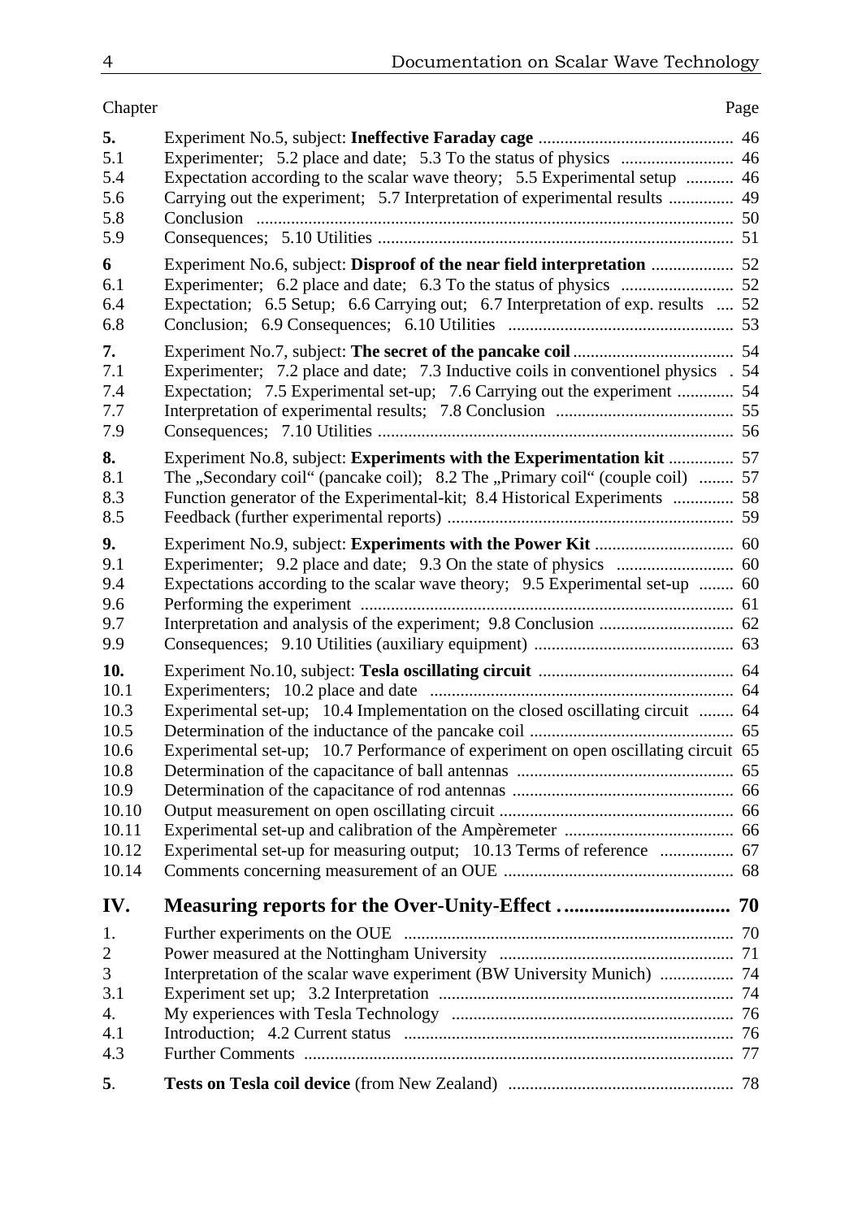| Chapter | | Page |
|---|---|---|
| **5.** | Experiment No.5, subject: **Ineffective Faraday cage** | 46 |
| 5.1 | Experimenter; 5.2 place and date; 5.3 To the status of physics | 46 |
| 5.4 | Expectation according to the scalar wave theory; 5.5 Experimental setup | 46 |
| 5.6 | Carrying out the experiment; 5.7 Interpretation of experimental results | 49 |
| 5.8 | Conclusion | 50 |
| 5.9 | Consequences; 5.10 Utilities | 51 |
| **6** | Experiment No.6, subject: **Disproof of the near field interpretation** | 52 |
| 6.1 | Experimenter; 6.2 place and date; 6.3 To the status of physics | 52 |
| 6.4 | Expectation; 6.5 Setup; 6.6 Carrying out; 6.7 Interpretation of exp. results | 52 |
| 6.8 | Conclusion; 6.9 Consequences; 6.10 Utilities | 53 |
| **7.** | Experiment No.7, subject: **The secret of the pancake coil** | 54 |
| 7.1 | Experimenter; 7.2 place and date; 7.3 Inductive coils in conventionel physics | 54 |
| 7.4 | Expectation; 7.5 Experimental set-up; 7.6 Carrying out the experiment | 54 |
| 7.7 | Interpretation of experimental results; 7.8 Conclusion | 55 |
| 7.9 | Consequences; 7.10 Utilities | 56 |
| **8.** | Experiment No.8, subject: **Experiments with the Experimentation kit** | 57 |
| 8.1 | The „Secondary coil“ (pancake coil); 8.2 The „Primary coil“ (couple coil) | 57 |
| 8.3 | Function generator of the Experimental-kit; 8.4 Historical Experiments | 58 |
| 8.5 | Feedback (further experimental reports) | 59 |
| **9.** | Experiment No.9, subject: **Experiments with the Power Kit** | 60 |
| 9.1 | Experimenter; 9.2 place and date; 9.3 On the state of physics | 60 |
| 9.4 | Expectations according to the scalar wave theory; 9.5 Experimental set-up | 60 |
| 9.6 | Performing the experiment | 61 |
| 9.7 | Interpretation and analysis of the experiment; 9.8 Conclusion | 62 |
| 9.9 | Consequences; 9.10 Utilities (auxiliary equipment) | 63 |
| **10.** | Experiment No.10, subject: **Tesla oscillating circuit** | 64 |
| 10.1 | Experimenters; 10.2 place and date | 64 |
| 10.3 | Experimental set-up; 10.4 Implementation on the closed oscillating circuit | 64 |
| 10.5 | Determination of the inductance of the pancake coil | 65 |
| 10.6 | Experimental set-up; 10.7 Performance of experiment on open oscillating circuit | 65 |
| 10.8 | Determination of the capacitance of ball antennas | 65 |
| 10.9 | Determination of the capacitance of rod antennas | 66 |
| 10.10 | Output measurement on open oscillating circuit | 66 |
| 10.11 | Experimental set-up and calibration of the Ampèremeter | 66 |
| 10.12 | Experimental set-up for measuring output; 10.13 Terms of reference | 67 |
| 10.14 | Comments concerning measurement of an OUE | 68 |
| **IV.** | **Measuring reports for the Over-Unity-Effect** | **70** |
| 1. | Further experiments on the OUE | 70 |
| 2 | Power measured at the Nottingham University | 71 |
| 3 | Interpretation of the scalar wave experiment (BW University Munich) | 74 |
| 3.1 | Experiment set up; 3.2 Interpretation | 74 |
| 4. | My experiences with Tesla Technology | 76 |
| 4.1 | Introduction; 4.2 Current status | 76 |
| 4.3 | Further Comments | 77 |
| **5.** | **Tests on Tesla coil device** (from New Zealand) | 78 |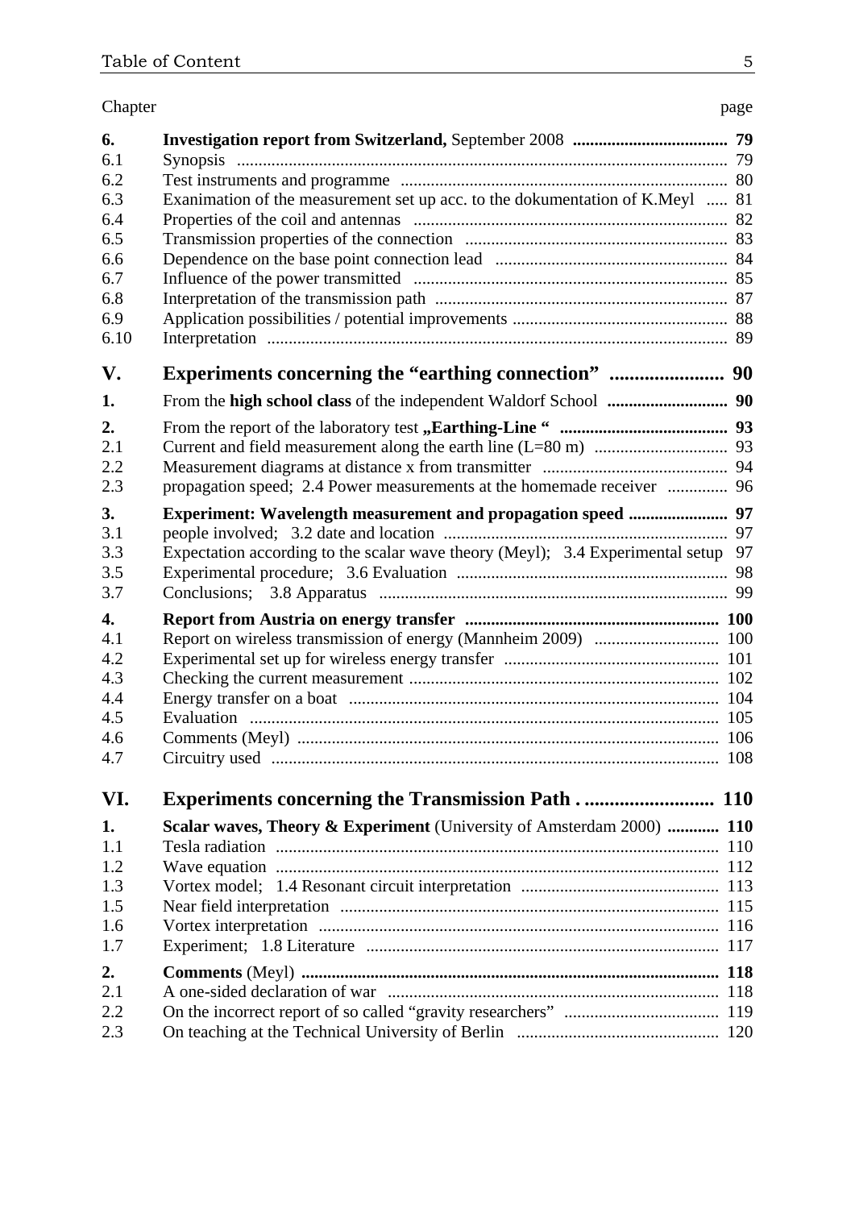| Chapter | | page |
|---|---|---|
| **6.** | **Investigation report from Switzerland,** September 2008 | **79** |
| 6.1 | Synopsis | 79 |
| 6.2 | Test instruments and programme | 80 |
| 6.3 | Exanimation of the measurement set up acc. to the dokumentation of K.Meyl | 81 |
| 6.4 | Properties of the coil and antennas | 82 |
| 6.5 | Transmission properties of the connection | 83 |
| 6.6 | Dependence on the base point connection lead | 84 |
| 6.7 | Influence of the power transmitted | 85 |
| 6.8 | Interpretation of the transmission path | 87 |
| 6.9 | Application possibilities / potential improvements | 88 |
| 6.10 | Interpretation | 89 |
| **V.** | **Experiments concerning the "earthing connection"** | **90** |
| **1.** | From the **high school class** of the independent Waldorf School | **90** |
| **2.** | From the report of the laboratory test **„Earthing-Line "** | **93** |
| 2.1 | Current and field measurement along the earth line (L=80 m) | 93 |
| 2.2 | Measurement diagrams at distance x from transmitter | 94 |
| 2.3 | propagation speed; 2.4 Power measurements at the homemade receiver | 96 |
| **3.** | **Experiment: Wavelength measurement and propagation speed** | **97** |
| 3.1 | people involved; 3.2 date and location | 97 |
| 3.3 | Expectation according to the scalar wave theory (Meyl); 3.4 Experimental setup | 97 |
| 3.5 | Experimental procedure; 3.6 Evaluation | 98 |
| 3.7 | Conclusions; 3.8 Apparatus | 99 |
| **4.** | **Report from Austria on energy transfer** | **100** |
| 4.1 | Report on wireless transmission of energy (Mannheim 2009) | 100 |
| 4.2 | Experimental set up for wireless energy transfer | 101 |
| 4.3 | Checking the current measurement | 102 |
| 4.4 | Energy transfer on a boat | 104 |
| 4.5 | Evaluation | 105 |
| 4.6 | Comments (Meyl) | 106 |
| 4.7 | Circuitry used | 108 |
| **VI.** | **Experiments concerning the Transmission Path .** | **110** |
| **1.** | **Scalar waves, Theory & Experiment** (University of Amsterdam 2000) | **110** |
| 1.1 | Tesla radiation | 110 |
| 1.2 | Wave equation | 112 |
| 1.3 | Vortex model; 1.4 Resonant circuit interpretation | 113 |
| 1.5 | Near field interpretation | 115 |
| 1.6 | Vortex interpretation | 116 |
| 1.7 | Experiment; 1.8 Literature | 117 |
| **2.** | **Comments** (Meyl) | **118** |
| 2.1 | A one-sided declaration of war | 118 |
| 2.2 | On the incorrect report of so called "gravity researchers" | 119 |
| 2.3 | On teaching at the Technical University of Berlin | 120 |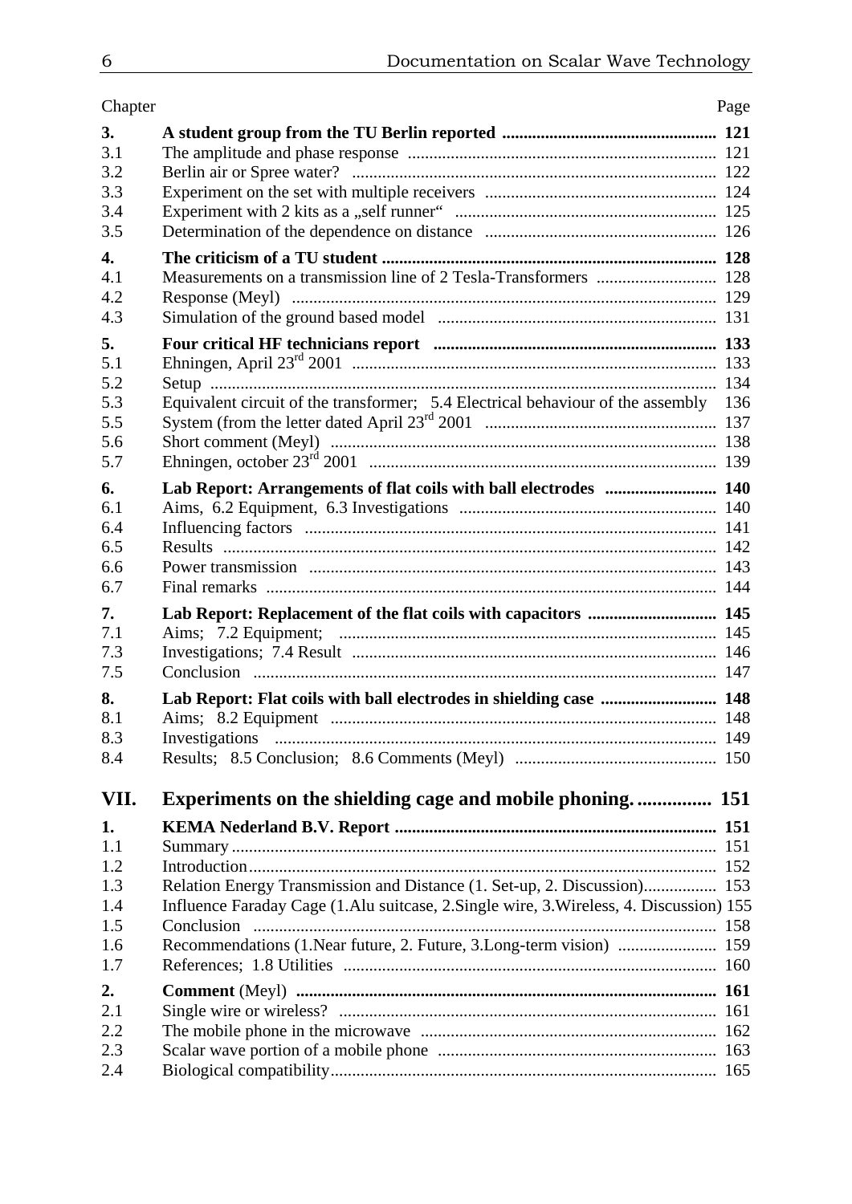| Chapter | | Page |
|---|---|---|
| **3.** | **A student group from the TU Berlin reported** | **121** |
| 3.1 | The amplitude and phase response | 121 |
| 3.2 | Berlin air or Spree water? | 122 |
| 3.3 | Experiment on the set with multiple receivers | 124 |
| 3.4 | Experiment with 2 kits as a „self runner“ | 125 |
| 3.5 | Determination of the dependence on distance | 126 |
| **4.** | **The criticism of a TU student** | **128** |
| 4.1 | Measurements on a transmission line of 2 Tesla-Transformers | 128 |
| 4.2 | Response (Meyl) | 129 |
| 4.3 | Simulation of the ground based model | 131 |
| **5.** | **Four critical HF technicians report** | **133** |
| 5.1 | Ehningen, April 23rd 2001 | 133 |
| 5.2 | Setup | 134 |
| 5.3 | Equivalent circuit of the transformer; 5.4 Electrical behaviour of the assembly | 136 |
| 5.5 | System (from the letter dated April 23rd 2001 | 137 |
| 5.6 | Short comment (Meyl) | 138 |
| 5.7 | Ehningen, october 23rd 2001 | 139 |
| **6.** | **Lab Report: Arrangements of flat coils with ball electrodes** | **140** |
| 6.1 | Aims, 6.2 Equipment, 6.3 Investigations | 140 |
| 6.4 | Influencing factors | 141 |
| 6.5 | Results | 142 |
| 6.6 | Power transmission | 143 |
| 6.7 | Final remarks | 144 |
| **7.** | **Lab Report: Replacement of the flat coils with capacitors** | **145** |
| 7.1 | Aims; 7.2 Equipment; | 145 |
| 7.3 | Investigations; 7.4 Result | 146 |
| 7.5 | Conclusion | 147 |
| **8.** | **Lab Report: Flat coils with ball electrodes in shielding case** | **148** |
| 8.1 | Aims; 8.2 Equipment | 148 |
| 8.3 | Investigations | 149 |
| 8.4 | Results; 8.5 Conclusion; 8.6 Comments (Meyl) | 150 |
| **VII.** | **Experiments on the shielding cage and mobile phoning.** | **151** |
| **1.** | **KEMA Nederland B.V. Report** | **151** |
| 1.1 | Summary | 151 |
| 1.2 | Introduction | 152 |
| 1.3 | Relation Energy Transmission and Distance (1. Set-up, 2. Discussion) | 153 |
| 1.4 | Influence Faraday Cage (1.Alu suitcase, 2.Single wire, 3.Wireless, 4. Discussion) | 155 |
| 1.5 | Conclusion | 158 |
| 1.6 | Recommendations (1.Near future, 2. Future, 3.Long-term vision) | 159 |
| 1.7 | References; 1.8 Utilities | 160 |
| **2.** | **Comment** (Meyl) | **161** |
| 2.1 | Single wire or wireless? | 161 |
| 2.2 | The mobile phone in the microwave | 162 |
| 2.3 | Scalar wave portion of a mobile phone | 163 |
| 2.4 | Biological compatibility | 165 |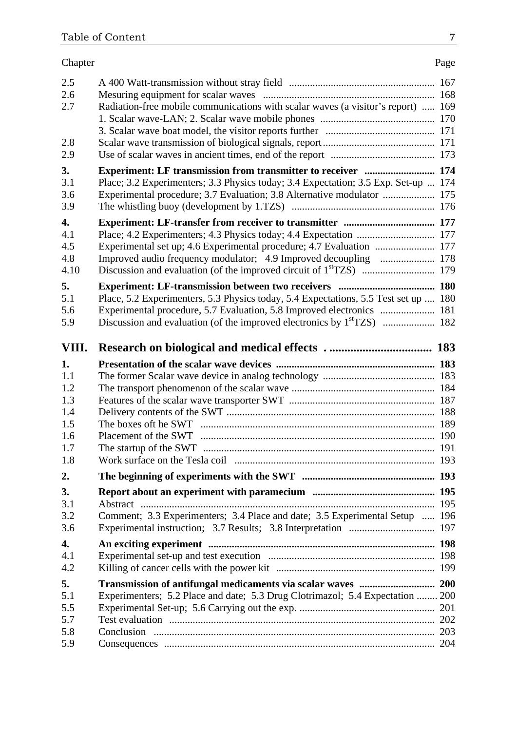| Chapter | | Page |
|---|---|---|
| 2.5 | A 400 Watt-transmission without stray field | 167 |
| 2.6 | Mesuring equipment for scalar waves | 168 |
| 2.7 | Radiation-free mobile communications with scalar waves (a visitor's report) | 169 |
| | 1. Scalar wave-LAN; 2. Scalar wave mobile phones | 170 |
| | 3. Scalar wave boat model, the visitor reports further | 171 |
| 2.8 | Scalar wave transmission of biological signals, report | 171 |
| 2.9 | Use of scalar waves in ancient times, end of the report | 173 |
| **3.** | **Experiment: LF transmission from transmitter to receiver** | **174** |
| 3.1 | Place; 3.2 Experimenters; 3.3 Physics today; 3.4 Expectation; 3.5 Exp. Set-up | 174 |
| 3.6 | Experimental procedure; 3.7 Evaluation; 3.8 Alternative modulator | 175 |
| 3.9 | The whistling buoy (development by 1.TZS) | 176 |
| **4.** | **Experiment: LF-transfer from receiver to transmitter** | **177** |
| 4.1 | Place; 4.2 Experimenters; 4.3 Physics today; 4.4 Expectation | 177 |
| 4.5 | Experimental set up; 4.6 Experimental procedure; 4.7 Evaluation | 177 |
| 4.8 | Improved audio frequency modulator; 4.9 Improved decoupling | 178 |
| 4.10 | Discussion and evaluation (of the improved circuit of 1stTZS) | 179 |
| **5.** | **Experiment: LF-transmission between two receivers** | **180** |
| 5.1 | Place, 5.2 Experimenters, 5.3 Physics today, 5.4 Expectations, 5.5 Test set up | 180 |
| 5.6 | Experimental procedure, 5.7 Evaluation, 5.8 Improved electronics | 181 |
| 5.9 | Discussion and evaluation (of the improved electronics by 1stTZS) | 182 |
| **VIII.** | **Research on biological and medical effects** | **183** |
| **1.** | **Presentation of the scalar wave devices** | **183** |
| 1.1 | The former Scalar wave device in analog technology | 183 |
| 1.2 | The transport phenomenon of the scalar wave | 184 |
| 1.3 | Features of the scalar wave transporter SWT | 187 |
| 1.4 | Delivery contents of the SWT | 188 |
| 1.5 | The boxes oft he SWT | 189 |
| 1.6 | Placement of the SWT | 190 |
| 1.7 | The startup of the SWT | 191 |
| 1.8 | Work surface on the Tesla coil | 193 |
| **2.** | **The beginning of experiments with the SWT** | **193** |
| **3.** | **Report about an experiment with paramecium** | **195** |
| 3.1 | Abstract | 195 |
| 3.2 | Comment; 3.3 Experimenters; 3.4 Place and date; 3.5 Experimental Setup | 196 |
| 3.6 | Experimental instruction; 3.7 Results; 3.8 Interpretation | 197 |
| **4.** | **An exciting experiment** | **198** |
| 4.1 | Experimental set-up and test execution | 198 |
| 4.2 | Killing of cancer cells with the power kit | 199 |
| **5.** | **Transmission of antifungal medicaments via scalar waves** | **200** |
| 5.1 | Experimenters; 5.2 Place and date; 5.3 Drug Clotrimazol; 5.4 Expectation | 200 |
| 5.5 | Experimental Set-up; 5.6 Carrying out the exp. | 201 |
| 5.7 | Test evaluation | 202 |
| 5.8 | Conclusion | 203 |
| 5.9 | Consequences | 204 |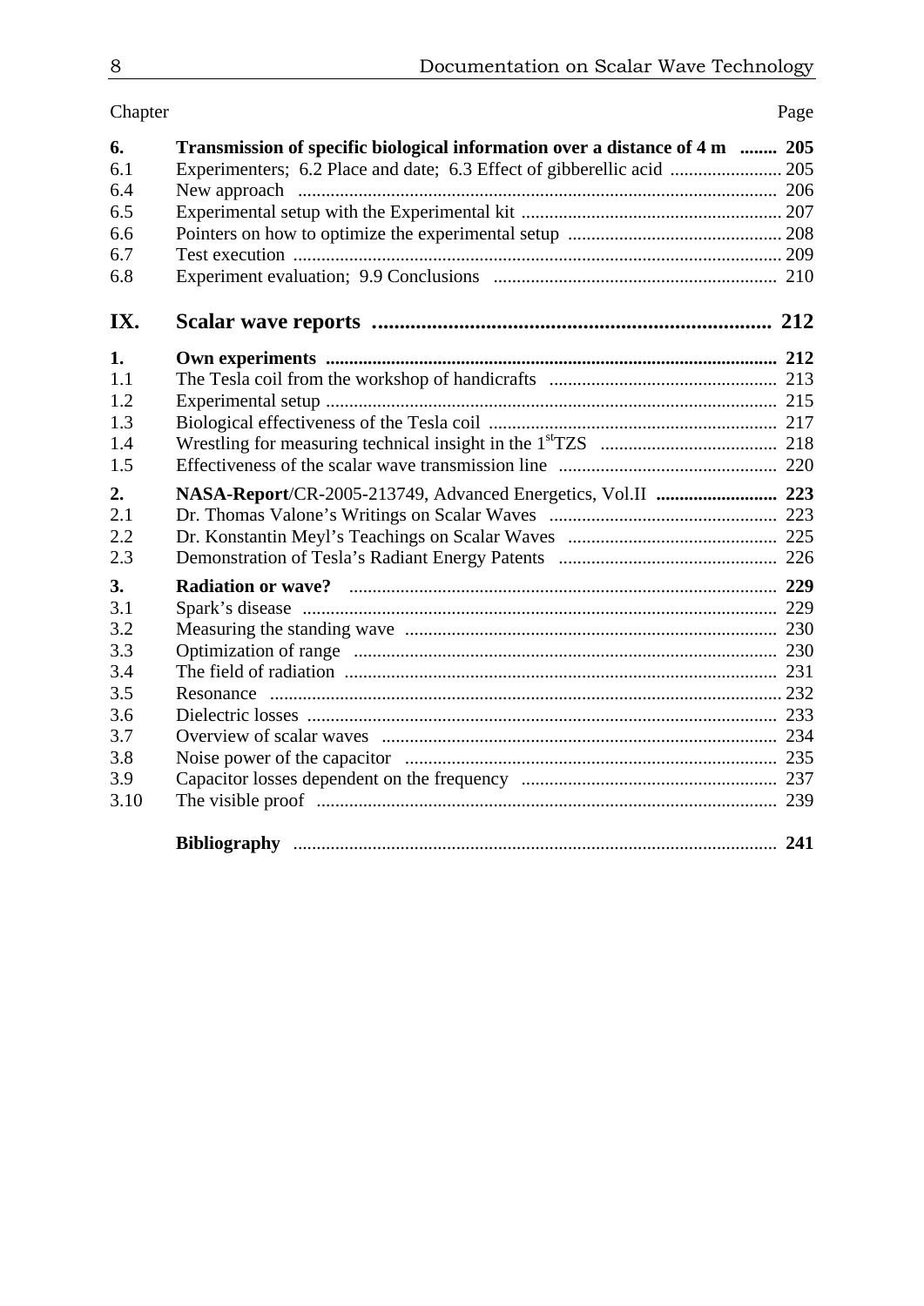| Chapter | | Page |
|---|---|---|
| **6.** | **Transmission of specific biological information over a distance of 4 m** | **205** |
| 6.1 | Experimenters; 6.2 Place and date; 6.3 Effect of gibberellic acid | 205 |
| 6.4 | New approach | 206 |
| 6.5 | Experimental setup with the Experimental kit | 207 |
| 6.6 | Pointers on how to optimize the experimental setup | 208 |
| 6.7 | Test execution | 209 |
| 6.8 | Experiment evaluation; 9.9 Conclusions | 210 |
| **IX.** | **Scalar wave reports** | **212** |
| **1.** | **Own experiments** | **212** |
| 1.1 | The Tesla coil from the workshop of handicrafts | 213 |
| 1.2 | Experimental setup | 215 |
| 1.3 | Biological effectiveness of the Tesla coil | 217 |
| 1.4 | Wrestling for measuring technical insight in the 1st TZS | 218 |
| 1.5 | Effectiveness of the scalar wave transmission line | 220 |
| **2.** | **NASA-Report**/CR-2005-213749, Advanced Energetics, Vol.II | **223** |
| 2.1 | Dr. Thomas Valone's Writings on Scalar Waves | 223 |
| 2.2 | Dr. Konstantin Meyl's Teachings on Scalar Waves | 225 |
| 2.3 | Demonstration of Tesla's Radiant Energy Patents | 226 |
| **3.** | **Radiation or wave?** | **229** |
| 3.1 | Spark's disease | 229 |
| 3.2 | Measuring the standing wave | 230 |
| 3.3 | Optimization of range | 230 |
| 3.4 | The field of radiation | 231 |
| 3.5 | Resonance | 232 |
| 3.6 | Dielectric losses | 233 |
| 3.7 | Overview of scalar waves | 234 |
| 3.8 | Noise power of the capacitor | 235 |
| 3.9 | Capacitor losses dependent on the frequency | 237 |
| 3.10 | The visible proof | 239 |
| | **Bibliography** | **241** |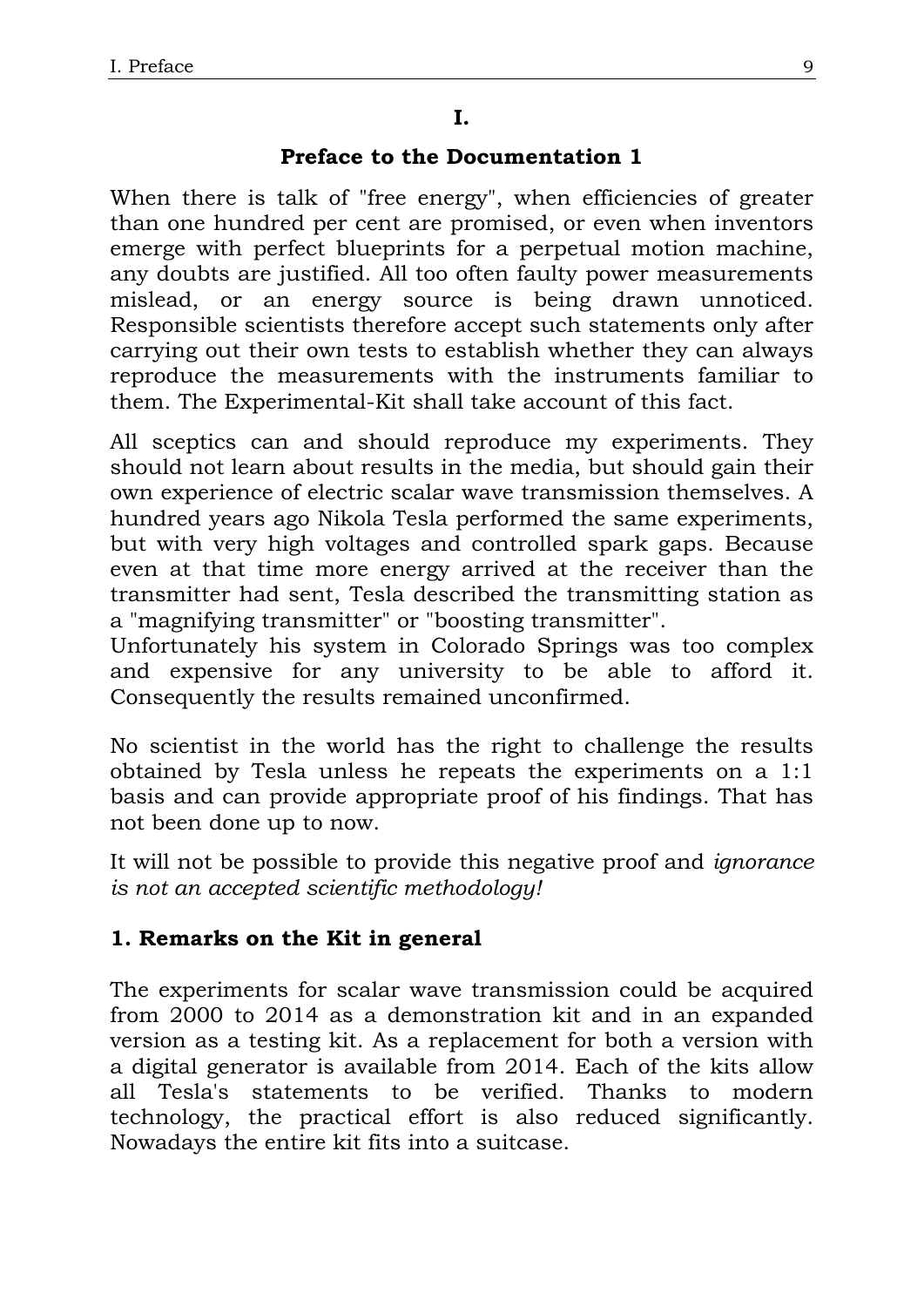# I.

## Preface to the Documentation 1

When there is talk of "free energy", when efficiencies of greater than one hundred per cent are promised, or even when inventors emerge with perfect blueprints for a perpetual motion machine, any doubts are justified. All too often faulty power measurements mislead, or an energy source is being drawn unnoticed. Responsible scientists therefore accept such statements only after carrying out their own tests to establish whether they can always reproduce the measurements with the instruments familiar to them. The Experimental-Kit shall take account of this fact.

All sceptics can and should reproduce my experiments. They should not learn about results in the media, but should gain their own experience of electric scalar wave transmission themselves. A hundred years ago Nikola Tesla performed the same experiments, but with very high voltages and controlled spark gaps. Because even at that time more energy arrived at the receiver than the transmitter had sent, Tesla described the transmitting station as a "magnifying transmitter" or "boosting transmitter".
Unfortunately his system in Colorado Springs was too complex and expensive for any university to be able to afford it. Consequently the results remained unconfirmed.

No scientist in the world has the right to challenge the results obtained by Tesla unless he repeats the experiments on a 1:1 basis and can provide appropriate proof of his findings. That has not been done up to now.

It will not be possible to provide this negative proof and *ignorance is not an accepted scientific methodology!*

### 1. Remarks on the Kit in general

The experiments for scalar wave transmission could be acquired from 2000 to 2014 as a demonstration kit and in an expanded version as a testing kit. As a replacement for both a version with a digital generator is available from 2014. Each of the kits allow all Tesla's statements to be verified. Thanks to modern technology, the practical effort is also reduced significantly. Nowadays the entire kit fits into a suitcase.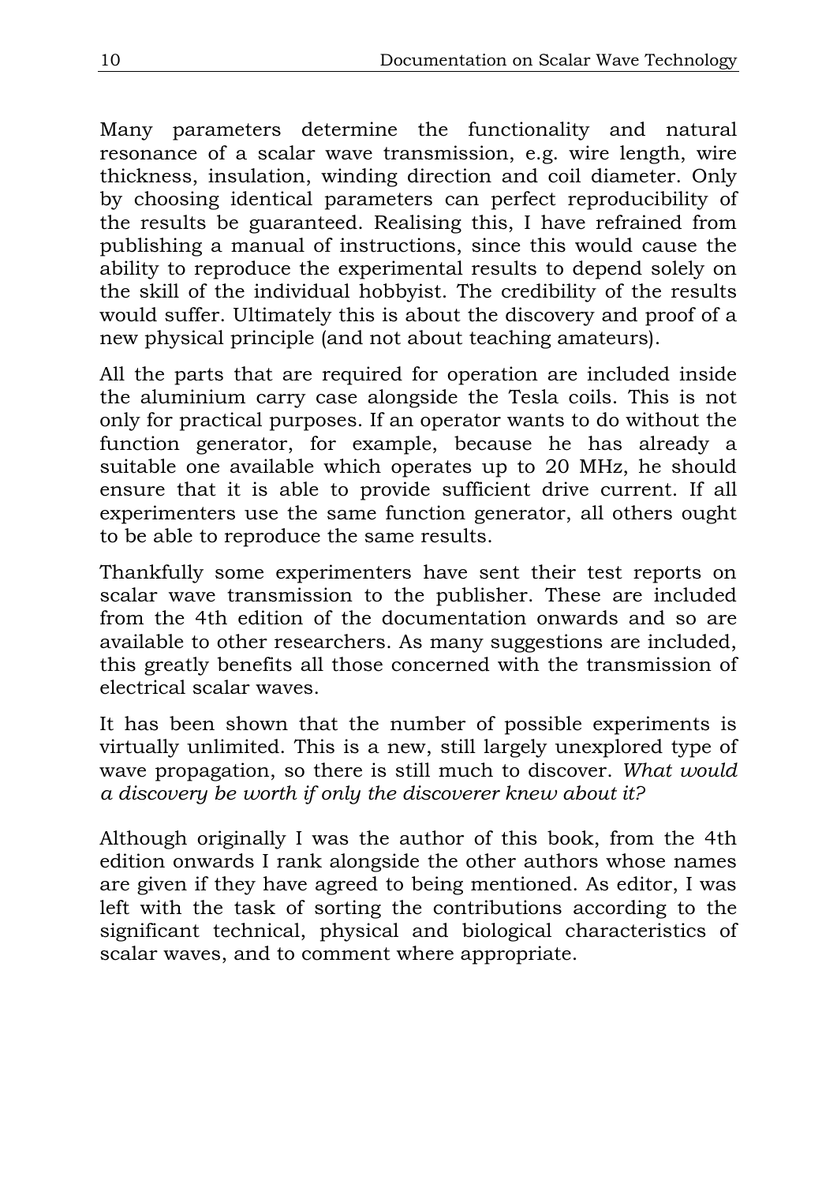Many parameters determine the functionality and natural resonance of a scalar wave transmission, e.g. wire length, wire thickness, insulation, winding direction and coil diameter. Only by choosing identical parameters can perfect reproducibility of the results be guaranteed. Realising this, I have refrained from publishing a manual of instructions, since this would cause the ability to reproduce the experimental results to depend solely on the skill of the individual hobbyist. The credibility of the results would suffer. Ultimately this is about the discovery and proof of a new physical principle (and not about teaching amateurs).

All the parts that are required for operation are included inside the aluminium carry case alongside the Tesla coils. This is not only for practical purposes. If an operator wants to do without the function generator, for example, because he has already a suitable one available which operates up to 20 MHz, he should ensure that it is able to provide sufficient drive current. If all experimenters use the same function generator, all others ought to be able to reproduce the same results.

Thankfully some experimenters have sent their test reports on scalar wave transmission to the publisher. These are included from the 4th edition of the documentation onwards and so are available to other researchers. As many suggestions are included, this greatly benefits all those concerned with the transmission of electrical scalar waves.

It has been shown that the number of possible experiments is virtually unlimited. This is a new, still largely unexplored type of wave propagation, so there is still much to discover. *What would a discovery be worth if only the discoverer knew about it?*

Although originally I was the author of this book, from the 4th edition onwards I rank alongside the other authors whose names are given if they have agreed to being mentioned. As editor, I was left with the task of sorting the contributions according to the significant technical, physical and biological characteristics of scalar waves, and to comment where appropriate.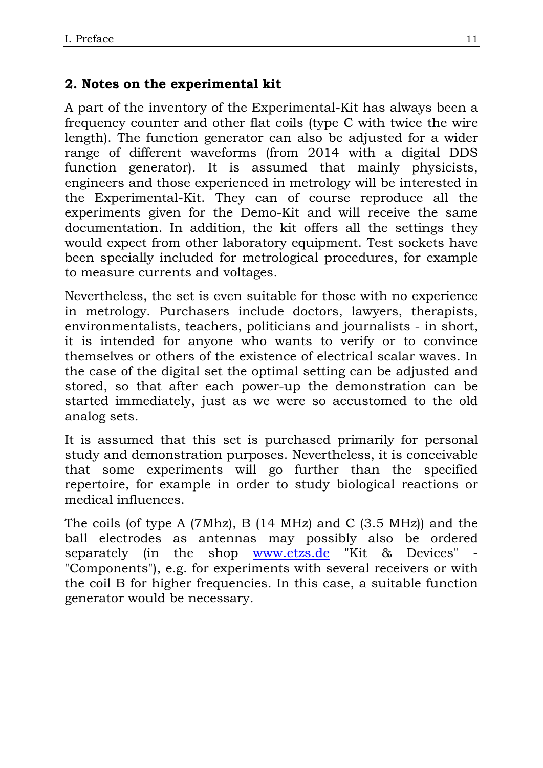## 2. Notes on the experimental kit

A part of the inventory of the Experimental-Kit has always been a frequency counter and other flat coils (type C with twice the wire length). The function generator can also be adjusted for a wider range of different waveforms (from 2014 with a digital DDS function generator). It is assumed that mainly physicists, engineers and those experienced in metrology will be interested in the Experimental-Kit. They can of course reproduce all the experiments given for the Demo-Kit and will receive the same documentation. In addition, the kit offers all the settings they would expect from other laboratory equipment. Test sockets have been specially included for metrological procedures, for example to measure currents and voltages.

Nevertheless, the set is even suitable for those with no experience in metrology. Purchasers include doctors, lawyers, therapists, environmentalists, teachers, politicians and journalists - in short, it is intended for anyone who wants to verify or to convince themselves or others of the existence of electrical scalar waves. In the case of the digital set the optimal setting can be adjusted and stored, so that after each power-up the demonstration can be started immediately, just as we were so accustomed to the old analog sets.

It is assumed that this set is purchased primarily for personal study and demonstration purposes. Nevertheless, it is conceivable that some experiments will go further than the specified repertoire, for example in order to study biological reactions or medical influences.

The coils (of type A (7Mhz), B (14 MHz) and C (3.5 MHz)) and the ball electrodes as antennas may possibly also be ordered separately (in the shop [www.etzs.de](http://www.etzs.de) "Kit & Devices" - "Components"), e.g. for experiments with several receivers or with the coil B for higher frequencies. In this case, a suitable function generator would be necessary.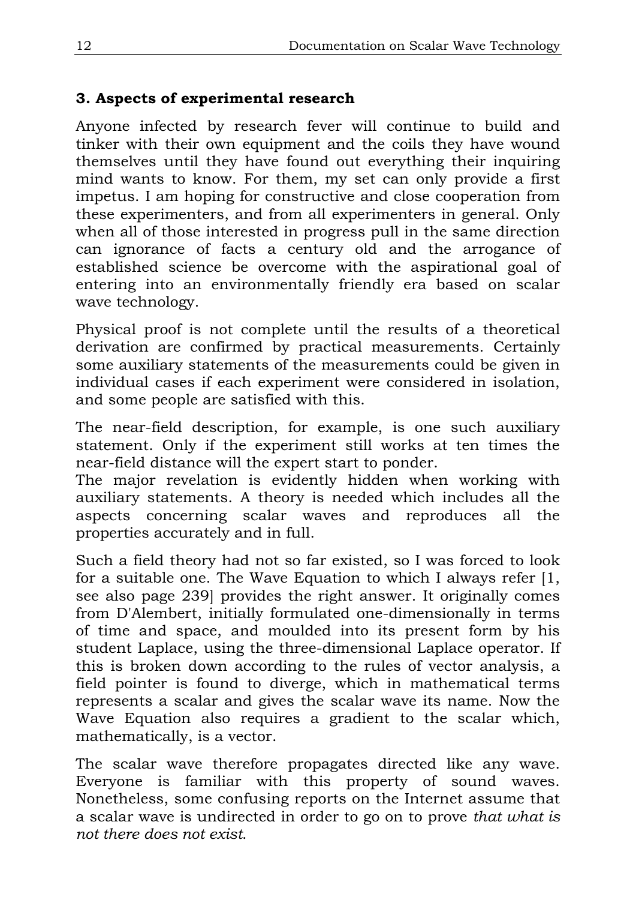## 3. Aspects of experimental research

Anyone infected by research fever will continue to build and tinker with their own equipment and the coils they have wound themselves until they have found out everything their inquiring mind wants to know. For them, my set can only provide a first impetus. I am hoping for constructive and close cooperation from these experimenters, and from all experimenters in general. Only when all of those interested in progress pull in the same direction can ignorance of facts a century old and the arrogance of established science be overcome with the aspirational goal of entering into an environmentally friendly era based on scalar wave technology.

Physical proof is not complete until the results of a theoretical derivation are confirmed by practical measurements. Certainly some auxiliary statements of the measurements could be given in individual cases if each experiment were considered in isolation, and some people are satisfied with this.

The near-field description, for example, is one such auxiliary statement. Only if the experiment still works at ten times the near-field distance will the expert start to ponder.
The major revelation is evidently hidden when working with auxiliary statements. A theory is needed which includes all the aspects concerning scalar waves and reproduces all the properties accurately and in full.

Such a field theory had not so far existed, so I was forced to look for a suitable one. The Wave Equation to which I always refer [1, see also page 239] provides the right answer. It originally comes from D'Alembert, initially formulated one-dimensionally in terms of time and space, and moulded into its present form by his student Laplace, using the three-dimensional Laplace operator. If this is broken down according to the rules of vector analysis, a field pointer is found to diverge, which in mathematical terms represents a scalar and gives the scalar wave its name. Now the Wave Equation also requires a gradient to the scalar which, mathematically, is a vector.

The scalar wave therefore propagates directed like any wave. Everyone is familiar with this property of sound waves. Nonetheless, some confusing reports on the Internet assume that a scalar wave is undirected in order to go on to prove *that what is not there does not exist*.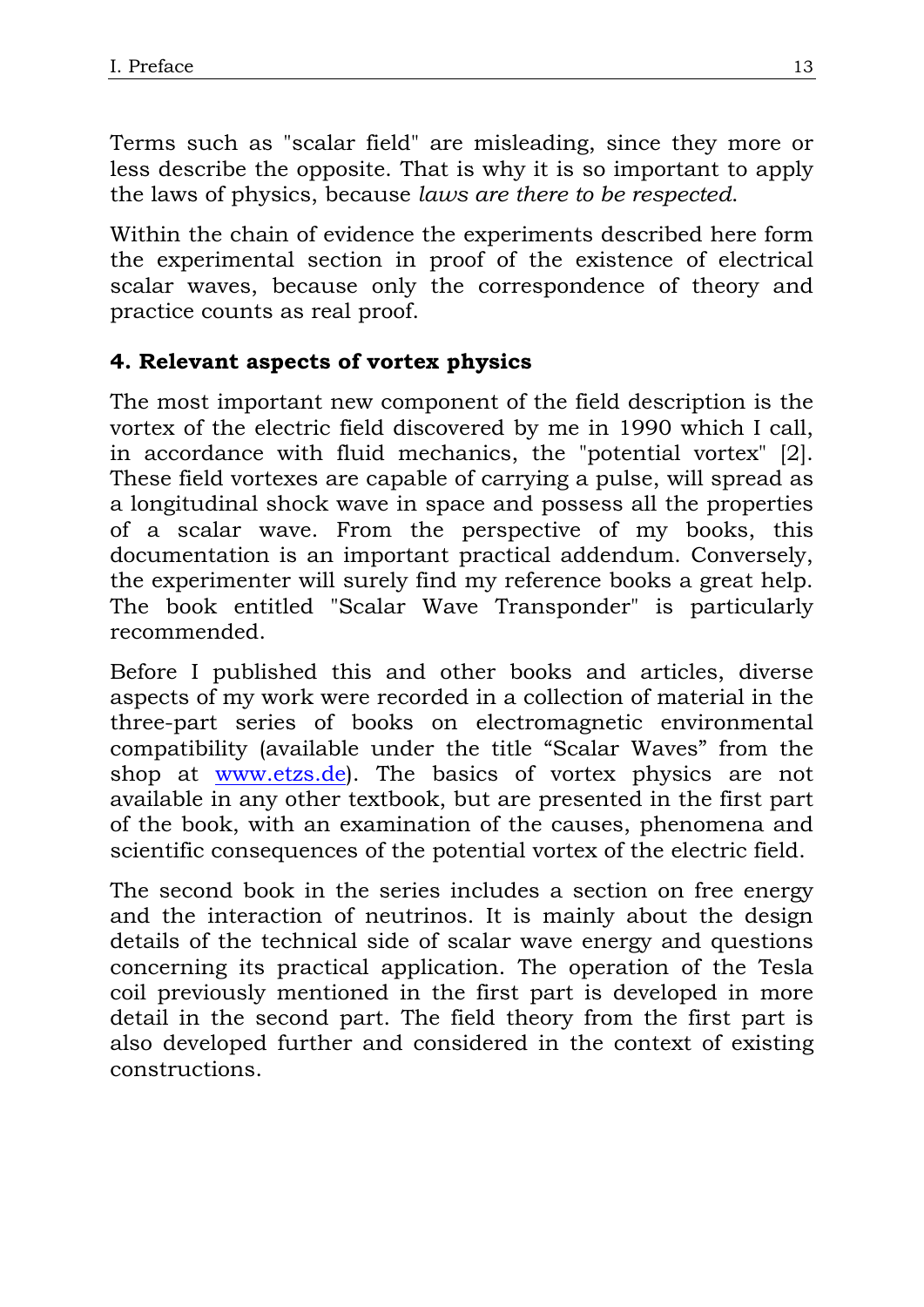Terms such as "scalar field" are misleading, since they more or less describe the opposite. That is why it is so important to apply the laws of physics, because *laws are there to be respected*.

Within the chain of evidence the experiments described here form the experimental section in proof of the existence of electrical scalar waves, because only the correspondence of theory and practice counts as real proof.

### 4. Relevant aspects of vortex physics

The most important new component of the field description is the vortex of the electric field discovered by me in 1990 which I call, in accordance with fluid mechanics, the "potential vortex" [2]. These field vortexes are capable of carrying a pulse, will spread as a longitudinal shock wave in space and possess all the properties of a scalar wave. From the perspective of my books, this documentation is an important practical addendum. Conversely, the experimenter will surely find my reference books a great help. The book entitled "Scalar Wave Transponder" is particularly recommended.

Before I published this and other books and articles, diverse aspects of my work were recorded in a collection of material in the three-part series of books on electromagnetic environmental compatibility (available under the title "Scalar Waves" from the shop at www.etzs.de). The basics of vortex physics are not available in any other textbook, but are presented in the first part of the book, with an examination of the causes, phenomena and scientific consequences of the potential vortex of the electric field.

The second book in the series includes a section on free energy and the interaction of neutrinos. It is mainly about the design details of the technical side of scalar wave energy and questions concerning its practical application. The operation of the Tesla coil previously mentioned in the first part is developed in more detail in the second part. The field theory from the first part is also developed further and considered in the context of existing constructions.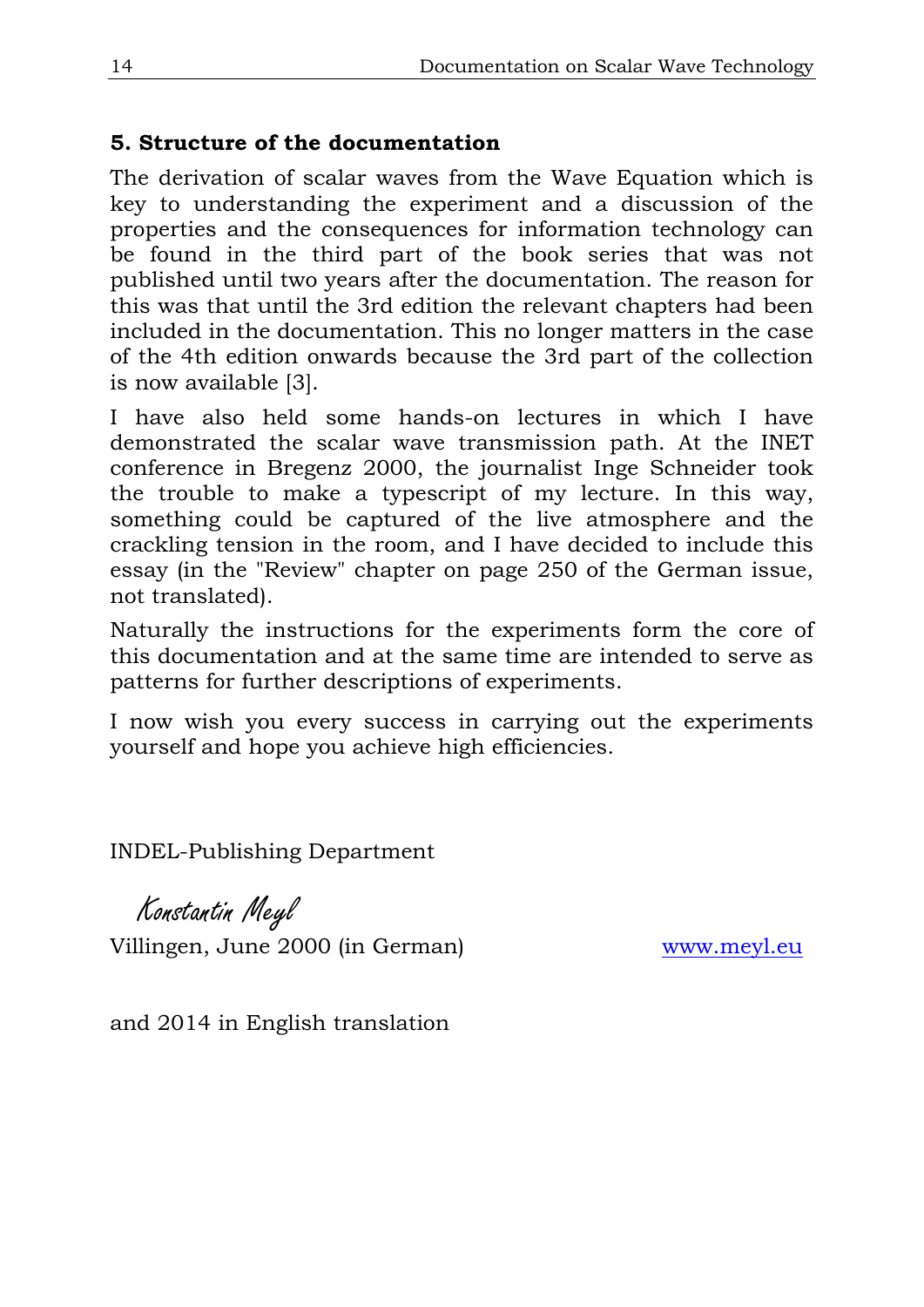## 5. Structure of the documentation

The derivation of scalar waves from the Wave Equation which is key to understanding the experiment and a discussion of the properties and the consequences for information technology can be found in the third part of the book series that was not published until two years after the documentation. The reason for this was that until the 3rd edition the relevant chapters had been included in the documentation. This no longer matters in the case of the 4th edition onwards because the 3rd part of the collection is now available [3].

I have also held some hands-on lectures in which I have demonstrated the scalar wave transmission path. At the INET conference in Bregenz 2000, the journalist Inge Schneider took the trouble to make a typescript of my lecture. In this way, something could be captured of the live atmosphere and the crackling tension in the room, and I have decided to include this essay (in the "Review" chapter on page 250 of the German issue, not translated).

Naturally the instructions for the experiments form the core of this documentation and at the same time are intended to serve as patterns for further descriptions of experiments.

I now wish you every success in carrying out the experiments yourself and hope you achieve high efficiencies.

INDEL-Publishing Department

*Konstantin Meyl*

Villingen, June 2000 (in German) www.meyl.eu

and 2014 in English translation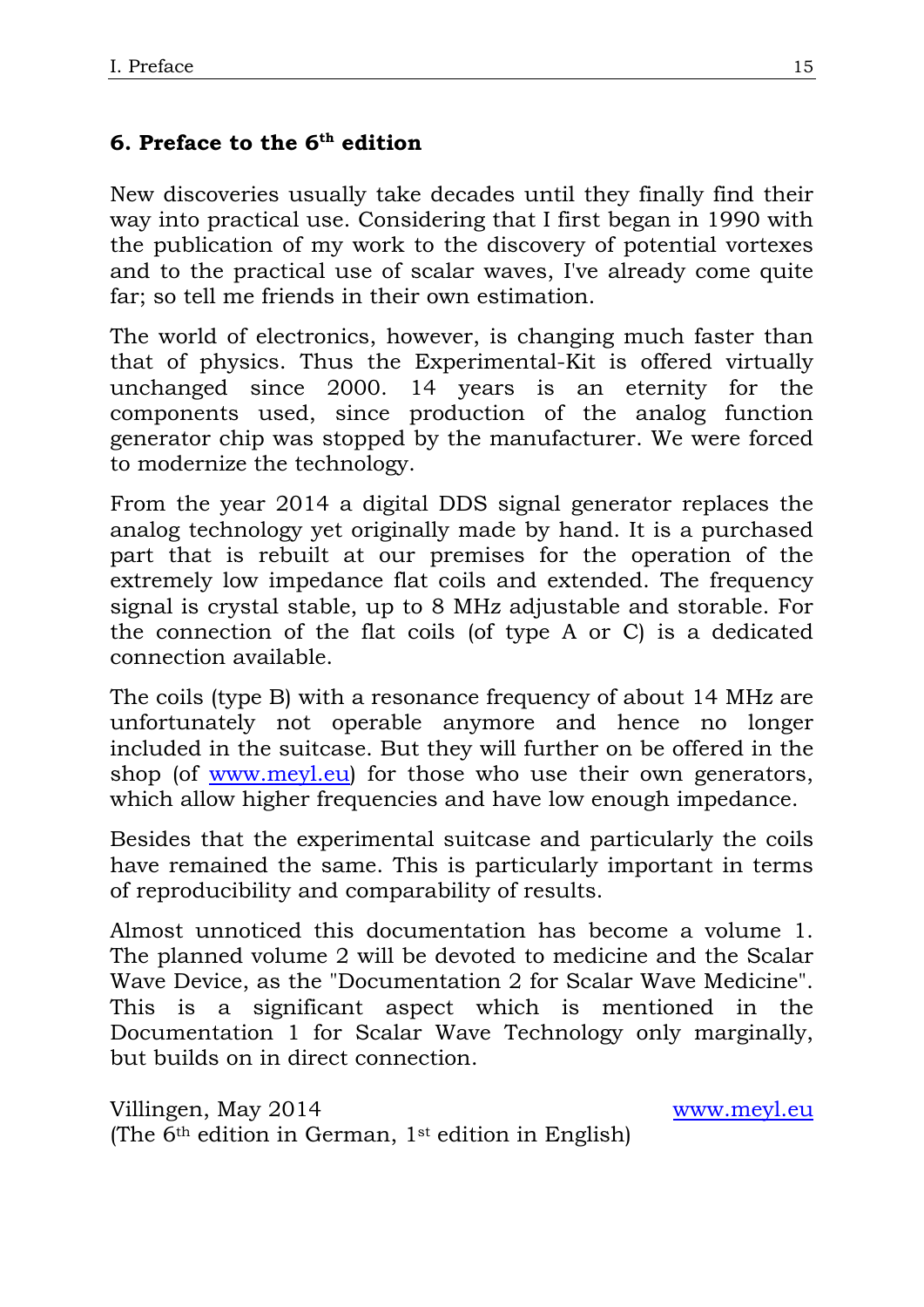### 6. Preface to the 6th edition

New discoveries usually take decades until they finally find their way into practical use. Considering that I first began in 1990 with the publication of my work to the discovery of potential vortexes and to the practical use of scalar waves, I've already come quite far; so tell me friends in their own estimation.

The world of electronics, however, is changing much faster than that of physics. Thus the Experimental-Kit is offered virtually unchanged since 2000. 14 years is an eternity for the components used, since production of the analog function generator chip was stopped by the manufacturer. We were forced to modernize the technology.

From the year 2014 a digital DDS signal generator replaces the analog technology yet originally made by hand. It is a purchased part that is rebuilt at our premises for the operation of the extremely low impedance flat coils and extended. The frequency signal is crystal stable, up to 8 MHz adjustable and storable. For the connection of the flat coils (of type A or C) is a dedicated connection available.

The coils (type B) with a resonance frequency of about 14 MHz are unfortunately not operable anymore and hence no longer included in the suitcase. But they will further on be offered in the shop (of www.meyl.eu) for those who use their own generators, which allow higher frequencies and have low enough impedance.

Besides that the experimental suitcase and particularly the coils have remained the same. This is particularly important in terms of reproducibility and comparability of results.

Almost unnoticed this documentation has become a volume 1. The planned volume 2 will be devoted to medicine and the Scalar Wave Device, as the "Documentation 2 for Scalar Wave Medicine". This is a significant aspect which is mentioned in the Documentation 1 for Scalar Wave Technology only marginally, but builds on in direct connection.

Villingen, May 2014 www.meyl.eu
(The 6th edition in German, 1st edition in English)